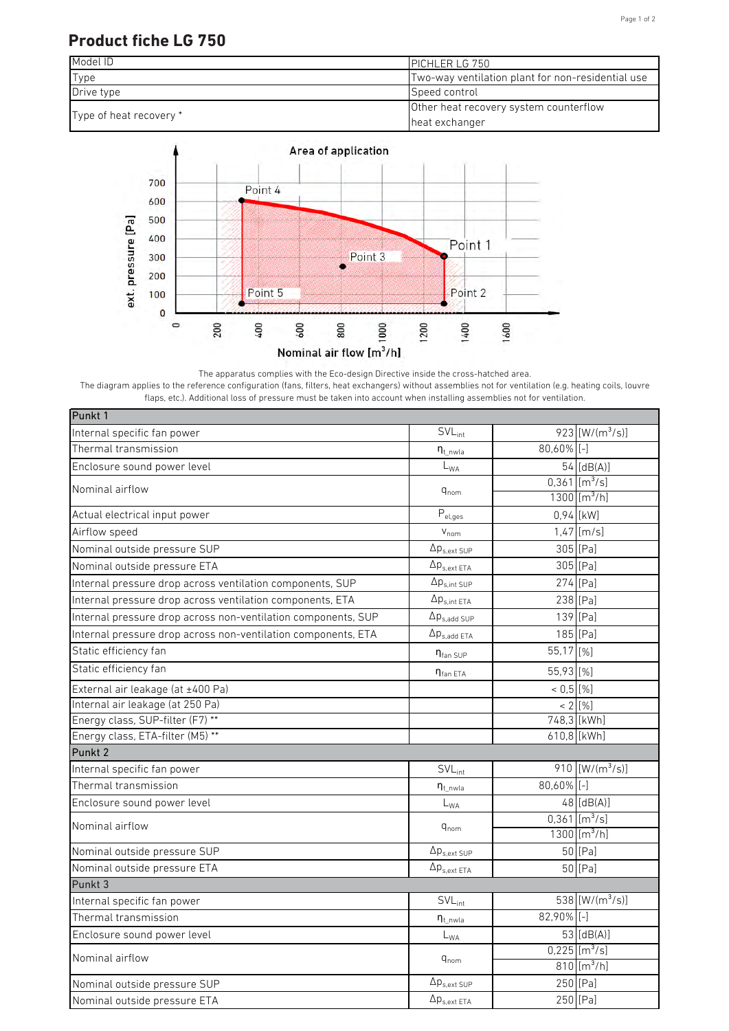# Product fiche LG 750

| | |
|---|---|
| Model ID | PICHLER LG 750 |
| Type | Two-way ventilation plant for non-residential use |
| Drive type | Speed control |
| Type of heat recovery * | Other heat recovery system counterflow heat exchanger |

The apparatus complies with the Eco-design Directive inside the cross-hatched area.
The diagram applies to the reference configuration (fans, filters, heat exchangers) without assemblies not for ventilation (e.g. heating coils, louvre flaps, etc.). Additional loss of pressure must be taken into account when installing assemblies not for ventilation.

| Punkt 1 | | | |
|---|---|---|---|
| Internal specific fan power | $SVL_{int}$ | 923 | [W/(m³/s)] |
| Thermal transmission | $\eta_{t\_nwla}$ | 80,60% | [-] |
| Enclosure sound power level | $L_{WA}$ | 54 | [dB(A)] |
| Nominal airflow | $q_{nom}$ | 0,361 | [m³/s] |
| | | 1300 | [m³/h] |
| Actual electrical input power | $P_{el,ges}$ | 0,94 | [kW] |
| Airflow speed | $v_{nom}$ | 1,47 | [m/s] |
| Nominal outside pressure SUP | $\Delta p_{s,ext\ SUP}$ | 305 | [Pa] |
| Nominal outside pressure ETA | $\Delta p_{s,ext\ ETA}$ | 305 | [Pa] |
| Internal pressure drop across ventilation components, SUP | $\Delta p_{s,int\ SUP}$ | 274 | [Pa] |
| Internal pressure drop across ventilation components, ETA | $\Delta p_{s,int\ ETA}$ | 238 | [Pa] |
| Internal pressure drop across non-ventilation components, SUP | $\Delta p_{s,add\ SUP}$ | 139 | [Pa] |
| Internal pressure drop across non-ventilation components, ETA | $\Delta p_{s,add\ ETA}$ | 185 | [Pa] |
| Static efficiency fan | $\eta_{fan\ SUP}$ | 55,17 | [%] |
| Static efficiency fan | $\eta_{fan\ ETA}$ | 55,93 | [%] |
| External air leakage (at ±400 Pa) | | < 0,5 | [%] |
| Internal air leakage (at 250 Pa) | | < 2 | [%] |
| Energy class, SUP-filter (F7) ** | | 748,3 | [kWh] |
| Energy class, ETA-filter (M5) ** | | 610,8 | [kWh] |
| **Punkt 2** | | | |
| Internal specific fan power | $SVL_{int}$ | 910 | [W/(m³/s)] |
| Thermal transmission | $\eta_{t\_nwla}$ | 80,60% | [-] |
| Enclosure sound power level | $L_{WA}$ | 48 | [dB(A)] |
| Nominal airflow | $q_{nom}$ | 0,361 | [m³/s] |
| | | 1300 | [m³/h] |
| Nominal outside pressure SUP | $\Delta p_{s,ext\ SUP}$ | 50 | [Pa] |
| Nominal outside pressure ETA | $\Delta p_{s,ext\ ETA}$ | 50 | [Pa] |
| **Punkt 3** | | | |
| Internal specific fan power | $SVL_{int}$ | 538 | [W/(m³/s)] |
| Thermal transmission | $\eta_{t\_nwla}$ | 82,90% | [-] |
| Enclosure sound power level | $L_{WA}$ | 53 | [dB(A)] |
| Nominal airflow | $q_{nom}$ | 0,225 | [m³/s] |
| | | 810 | [m³/h] |
| Nominal outside pressure SUP | $\Delta p_{s,ext\ SUP}$ | 250 | [Pa] |
| Nominal outside pressure ETA | $\Delta p_{s,ext\ ETA}$ | 250 | [Pa] |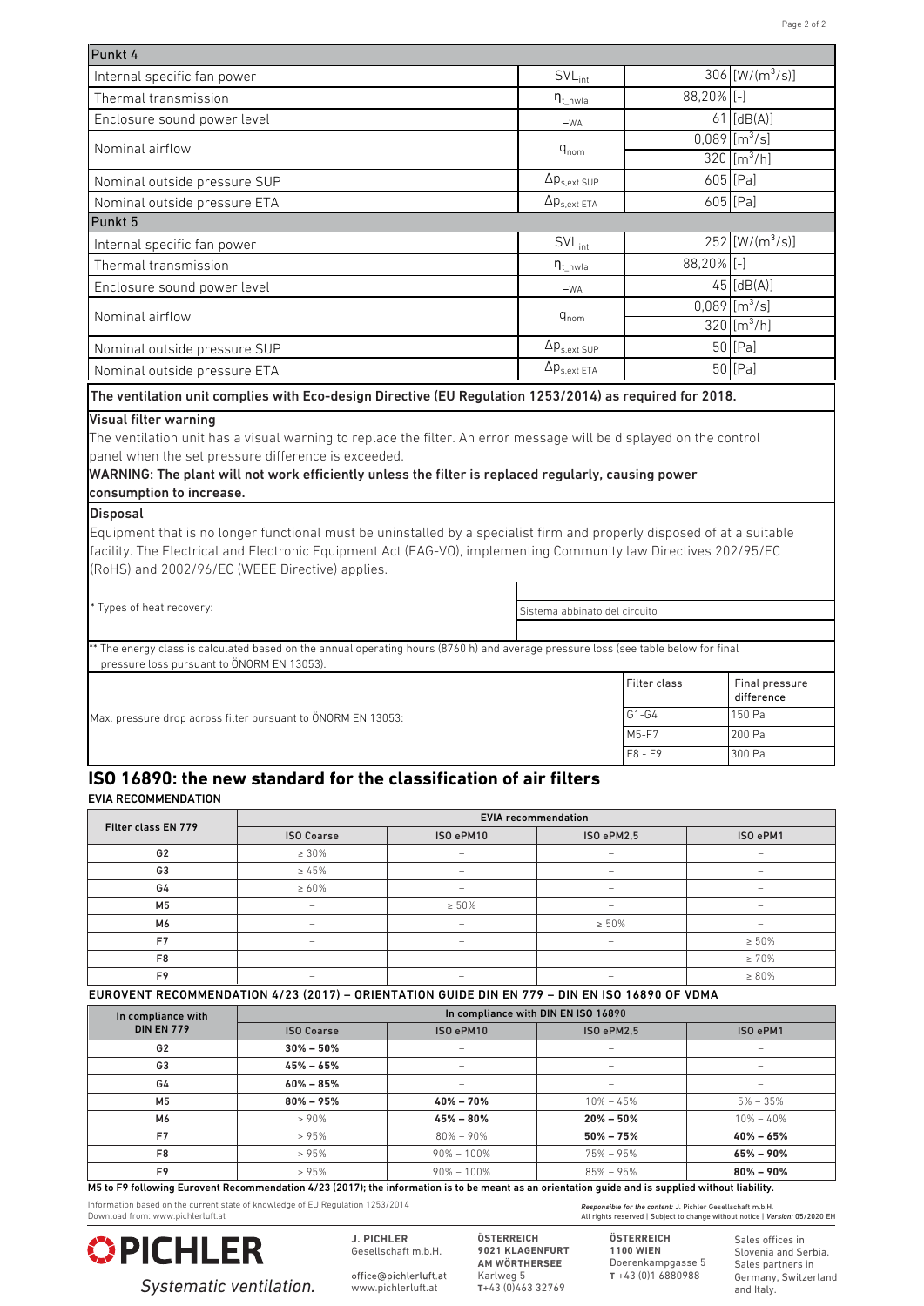| Punkt 4 | | | |
|---|---|---|---|
| Internal specific fan power | $SVL_{int}$ | 306 | [W/(m³/s)] |
| Thermal transmission | $\eta_{t\_nwla}$ | 88,20% | [-] |
| Enclosure sound power level | $L_{WA}$ | 61 | [dB(A)] |
| Nominal airflow | $q_{nom}$ | 0,089 | [m³/s] |
| | | 320 | [m³/h] |
| Nominal outside pressure SUP | $\Delta p_{s,ext\ SUP}$ | 605 | [Pa] |
| Nominal outside pressure ETA | $\Delta p_{s,ext\ ETA}$ | 605 | [Pa] |

| Punkt 5 | | | |
|---|---|---|---|
| Internal specific fan power | $SVL_{int}$ | 252 | [W/(m³/s)] |
| Thermal transmission | $\eta_{t\_nwla}$ | 88,20% | [-] |
| Enclosure sound power level | $L_{WA}$ | 45 | [dB(A)] |
| Nominal airflow | $q_{nom}$ | 0,089 | [m³/s] |
| | | 320 | [m³/h] |
| Nominal outside pressure SUP | $\Delta p_{s,ext\ SUP}$ | 50 | [Pa] |
| Nominal outside pressure ETA | $\Delta p_{s,ext\ ETA}$ | 50 | [Pa] |

**The ventilation unit complies with Eco-design Directive (EU Regulation 1253/2014) as required for 2018.**

**Visual filter warning**

The ventilation unit has a visual warning to replace the filter. An error message will be displayed on the control panel when the set pressure difference is exceeded.

**WARNING: The plant will not work efficiently unless the filter is replaced regularly, causing power consumption to increase.**

**Disposal**

Equipment that is no longer functional must be uninstalled by a specialist firm and properly disposed of at a suitable facility. The Electrical and Electronic Equipment Act (EAG-VO), implementing Community law Directives 202/95/EC (RoHS) and 2002/96/EC (WEEE Directive) applies.

| | |
|---|---|
| * Types of heat recovery: | Sistema abbinato del circuito |

** The energy class is calculated based on the annual operating hours (8760 h) and average pressure loss (see table below for final pressure loss pursuant to ÖNORM EN 13053).

| | Filter class | Final pressure difference |
|---|---|---|
| Max. pressure drop across filter pursuant to ÖNORM EN 13053: | G1-G4 | 150 Pa |
| | M5-F7 | 200 Pa |
| | F8 - F9 | 300 Pa |

## ISO 16890: the new standard for the classification of air filters

**EVIA RECOMMENDATION**

| Filter class EN 779 | EVIA recommendation | | | |
|---|---|---|---|---|
| | ISO Coarse | ISO ePM10 | ISO ePM2,5 | ISO ePM1 |
| G2 | ≥ 30% | – | – | – |
| G3 | ≥ 45% | – | – | – |
| G4 | ≥ 60% | – | – | – |
| M5 | – | ≥ 50% | – | – |
| M6 | – | – | ≥ 50% | – |
| F7 | – | – | – | ≥ 50% |
| F8 | – | – | – | ≥ 70% |
| F9 | – | – | – | ≥ 80% |

**EUROVENT RECOMMENDATION 4/23 (2017) – ORIENTATION GUIDE DIN EN 779 – DIN EN ISO 16890 OF VDMA**

| In compliance with DIN EN 779 | In compliance with DIN EN ISO 16890 | | | |
|---|---|---|---|---|
| | ISO Coarse | ISO ePM10 | ISO ePM2,5 | ISO ePM1 |
| G2 | **30% – 50%** | – | – | – |
| G3 | **45% – 65%** | – | – | – |
| G4 | **60% – 85%** | – | – | – |
| M5 | **80% – 95%** | **40% – 70%** | 10% – 45% | 5% – 35% |
| M6 | > 90% | **45% – 80%** | **20% – 50%** | 10% – 40% |
| F7 | > 95% | 80% – 90% | **50% – 75%** | **40% – 65%** |
| F8 | > 95% | 90% – 100% | 75% – 95% | **65% – 90%** |
| F9 | > 95% | 90% – 100% | 85% – 95% | **80% – 90%** |

**M5 to F9 following Eurovent Recommendation 4/23 (2017); the information is to be meant as an orientation guide and is supplied without liability.**

Information based on the current state of knowledge of EU Regulation 1253/2014
Download from: www.pichlerluft.at

*Responsible for the content:* J. Pichler Gesellschaft m.b.H.
All rights reserved | Subject to change without notice | *Version:* 05/2020 EH

PICHLER
*Systematic ventilation.*

**J. PICHLER**
Gesellschaft m.b.H.
office@pichlerluft.at
www.pichlerluft.at

**ÖSTERREICH**
**9021 KLAGENFURT AM WÖRTHERSEE**
Karlweg 5
T +43 (0)463 32769

**ÖSTERREICH**
**1100 WIEN**
Doerenkampgasse 5
T +43 (0)1 6880988

Sales offices in Slovenia and Serbia.
Sales partners in Germany, Switzerland and Italy.